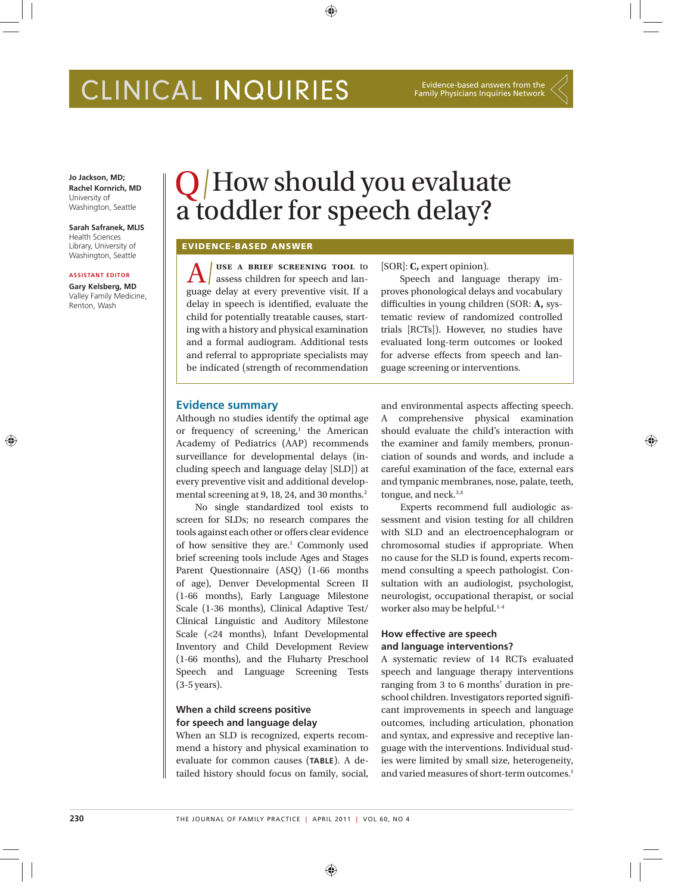# CLINICAL INQUIRIES

Evidence-based answers from the Family Physicians Inquiries Network

**Jo Jackson, MD; Rachel Kornrich, MD**
University of Washington, Seattle

**Sarah Safranek, MLIS**
Health Sciences Library, University of Washington, Seattle

ASSISTANT EDITOR
**Gary Kelsberg, MD**
Valley Family Medicine, Renton, Wash

## Q / How should you evaluate a toddler for speech delay?

### EVIDENCE-BASED ANSWER

**A /** USE A BRIEF SCREENING TOOL to assess children for speech and language delay at every preventive visit. If a delay in speech is identified, evaluate the child for potentially treatable causes, starting with a history and physical examination and a formal audiogram. Additional tests and referral to appropriate specialists may be indicated (strength of recommendation [SOR]: **C,** expert opinion).

Speech and language therapy improves phonological delays and vocabulary difficulties in young children (SOR: **A,** systematic review of randomized controlled trials [RCTs]). However, no studies have evaluated long-term outcomes or looked for adverse effects from speech and language screening or interventions.

## Evidence summary

Although no studies identify the optimal age or frequency of screening,[1] the American Academy of Pediatrics (AAP) recommends surveillance for developmental delays (including speech and language delay [SLD]) at every preventive visit and additional developmental screening at 9, 18, 24, and 30 months.[2]

No single standardized tool exists to screen for SLDs; no research compares the tools against each other or offers clear evidence of how sensitive they are.[1] Commonly used brief screening tools include Ages and Stages Parent Questionnaire (ASQ) (1-66 months of age), Denver Developmental Screen II (1-66 months), Early Language Milestone Scale (1-36 months), Clinical Adaptive Test/Clinical Linguistic and Auditory Milestone Scale (<24 months), Infant Developmental Inventory and Child Development Review (1-66 months), and the Fluharty Preschool Speech and Language Screening Tests (3-5 years).

### When a child screens positive for speech and language delay

When an SLD is recognized, experts recommend a history and physical examination to evaluate for common causes (**TABLE**). A detailed history should focus on family, social, and environmental aspects affecting speech. A comprehensive physical examination should evaluate the child's interaction with the examiner and family members, pronunciation of sounds and words, and include a careful examination of the face, external ears and tympanic membranes, nose, palate, teeth, tongue, and neck.[3,4]

Experts recommend full audiologic assessment and vision testing for all children with SLD and an electroencephalogram or chromosomal studies if appropriate. When no cause for the SLD is found, experts recommend consulting a speech pathologist. Consultation with an audiologist, psychologist, neurologist, occupational therapist, or social worker also may be helpful.[1-4]

### How effective are speech and language interventions?

A systematic review of 14 RCTs evaluated speech and language therapy interventions ranging from 3 to 6 months' duration in preschool children. Investigators reported significant improvements in speech and language outcomes, including articulation, phonation and syntax, and expressive and receptive language with the interventions. Individual studies were limited by small size, heterogeneity, and varied measures of short-term outcomes.[1]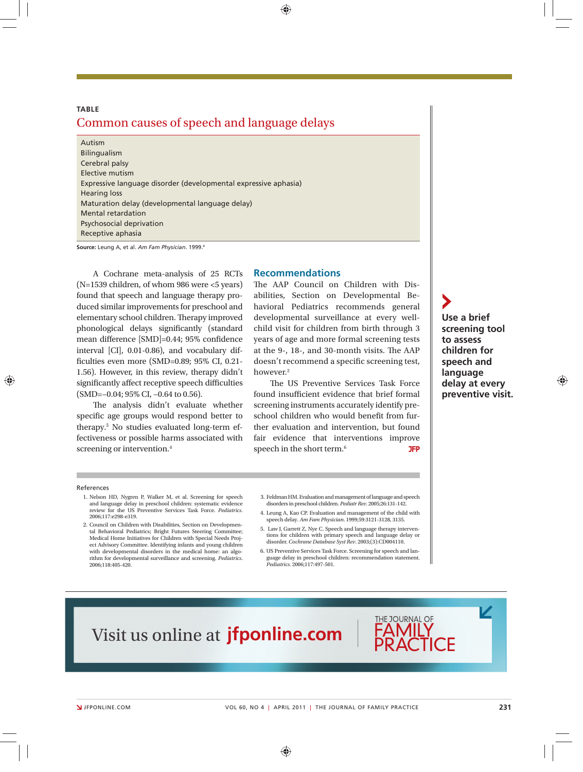**TABLE**

## Common causes of speech and language delays

| |
|---|
| Autism |
| Bilingualism |
| Cerebral palsy |
| Elective mutism |
| Expressive language disorder (developmental expressive aphasia) |
| Hearing loss |
| Maturation delay (developmental language delay) |
| Mental retardation |
| Psychosocial deprivation |
| Receptive aphasia |

**Source:** Leung A, et al. *Am Fam Physician*. 1999.[4]

A Cochrane meta-analysis of 25 RCTs (N=1539 children, of whom 986 were <5 years) found that speech and language therapy produced similar improvements for preschool and elementary school children. Therapy improved phonological delays significantly (standard mean difference [SMD]=0.44; 95% confidence interval [CI], 0.01-0.86), and vocabulary difficulties even more (SMD=0.89; 95% CI, 0.21-1.56). However, in this review, therapy didn't significantly affect receptive speech difficulties (SMD=–0.04; 95% CI, –0.64 to 0.56).

The analysis didn't evaluate whether specific age groups would respond better to therapy.[5] No studies evaluated long-term effectiveness or possible harms associated with screening or intervention.[4]

## Recommendations

The AAP Council on Children with Disabilities, Section on Developmental Behavioral Pediatrics recommends general developmental surveillance at every well-child visit for children from birth through 3 years of age and more formal screening tests at the 9-, 18-, and 30-month visits. The AAP doesn't recommend a specific screening test, however.[2]

The US Preventive Services Task Force found insufficient evidence that brief formal screening instruments accurately identify preschool children who would benefit from further evaluation and intervention, but found fair evidence that interventions improve speech in the short term.[6] **JFP**

**Use a brief screening tool to assess children for speech and language delay at every preventive visit.**

### References

1. Nelson HD, Nygren P, Walker M, et al. Screening for speech and language delay in preschool children: systematic evidence review for the US Preventive Services Task Force. *Pediatrics*. 2006;117:e298-e319.
2. Council on Children with Disabilities, Section on Developmental Behavioral Pediatrics; Bright Futures Steering Committee; Medical Home Initiatives for Children with Special Needs Project Advisory Committee. Identifying infants and young children with developmental disorders in the medical home: an algorithm for developmental surveillance and screening. *Pediatrics*. 2006;118:405-420.
3. Feldman HM. Evaluation and management of language and speech disorders in preschool children. *Pediatr Rev*. 2005;26:131-142.
4. Leung A, Kao CP. Evaluation and management of the child with speech delay. *Am Fam Physician*. 1999;59:3121-3128, 3135.
5. Law J, Garrett Z, Nye C. Speech and language therapy interventions for children with primary speech and language delay or disorder. *Cochrane Database Syst Rev*. 2003;(3):CD004110.
6. US Preventive Services Task Force. Screening for speech and language delay in preschool children: recommendation statement. *Pediatrics*. 2006;117:497-501.

Visit us online at **jfponline.com** THE JOURNAL OF FAMILY PRACTICE